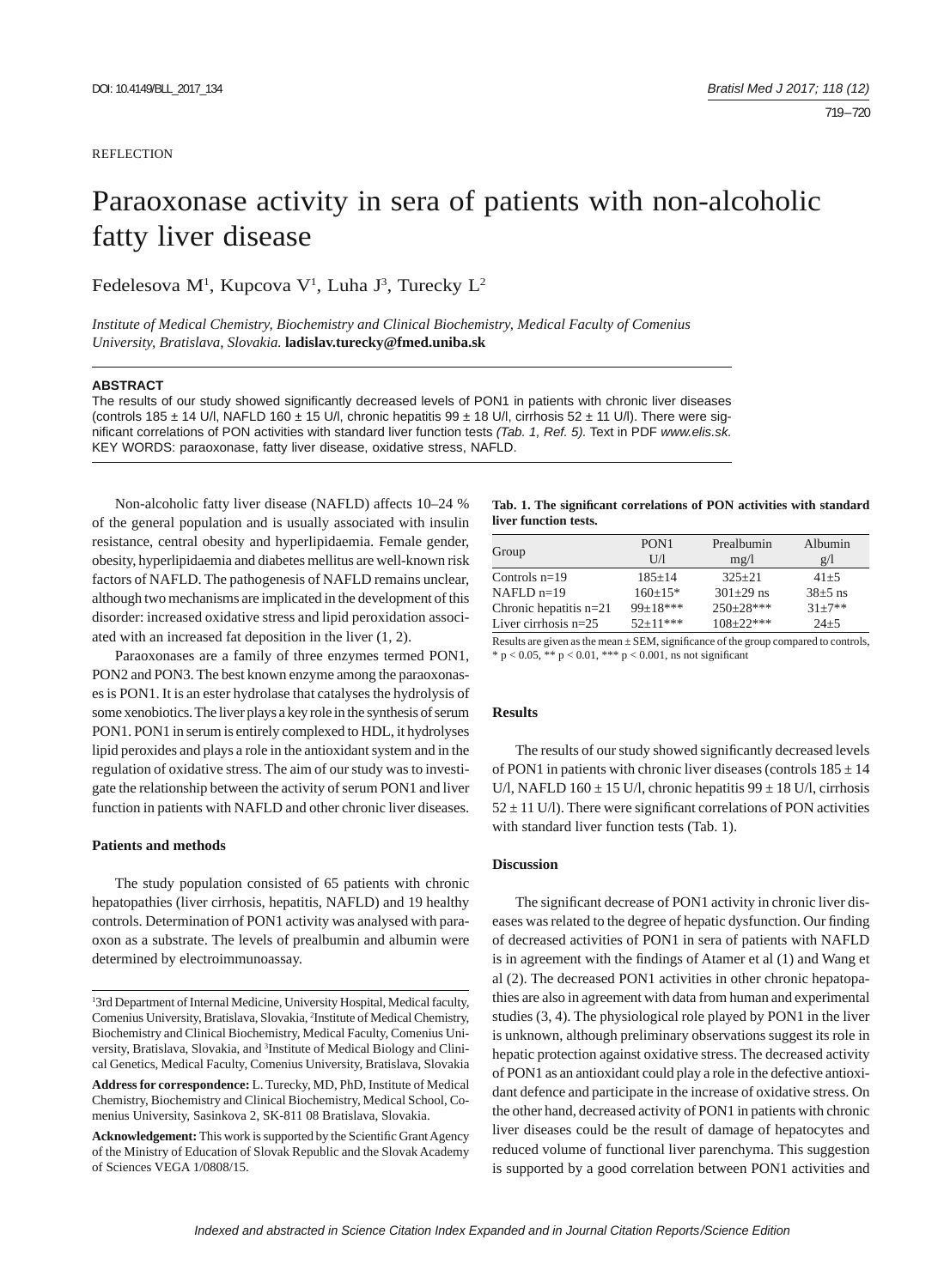REFLECTION

# Paraoxonase activity in sera of patients with non-alcoholic fatty liver disease

Fedelesova M[1], Kupcova V[1], Luha J[3], Turecky L[2]

*Institute of Medical Chemistry, Biochemistry and Clinical Biochemistry, Medical Faculty of Comenius University, Bratislava, Slovakia.* **ladislav.turecky@fmed.uniba.sk**

### ABSTRACT

The results of our study showed significantly decreased levels of PON1 in patients with chronic liver diseases (controls 185 ± 14 U/l, NAFLD 160 ± 15 U/l, chronic hepatitis 99 ± 18 U/l, cirrhosis 52 ± 11 U/l). There were significant correlations of PON activities with standard liver function tests *(Tab. 1, Ref. 5).* Text in PDF *www.elis.sk.*
KEY WORDS: paraoxonase, fatty liver disease, oxidative stress, NAFLD.

Non-alcoholic fatty liver disease (NAFLD) affects 10–24 % of the general population and is usually associated with insulin resistance, central obesity and hyperlipidaemia. Female gender, obesity, hyperlipidaemia and diabetes mellitus are well-known risk factors of NAFLD. The pathogenesis of NAFLD remains unclear, although two mechanisms are implicated in the development of this disorder: increased oxidative stress and lipid peroxidation associated with an increased fat deposition in the liver (1, 2).

Paraoxonases are a family of three enzymes termed PON1, PON2 and PON3. The best known enzyme among the paraoxonases is PON1. It is an ester hydrolase that catalyses the hydrolysis of some xenobiotics. The liver plays a key role in the synthesis of serum PON1. PON1 in serum is entirely complexed to HDL, it hydrolyses lipid peroxides and plays a role in the antioxidant system and in the regulation of oxidative stress. The aim of our study was to investigate the relationship between the activity of serum PON1 and liver function in patients with NAFLD and other chronic liver diseases.

### Patients and methods

The study population consisted of 65 patients with chronic hepatopathies (liver cirrhosis, hepatitis, NAFLD) and 19 healthy controls. Determination of PON1 activity was analysed with paraoxon as a substrate. The levels of prealbumin and albumin were determined by electroimmunoassay.

[1]3rd Department of Internal Medicine, University Hospital, Medical faculty, Comenius University, Bratislava, Slovakia, [2]Institute of Medical Chemistry, Biochemistry and Clinical Biochemistry, Medical Faculty, Comenius University, Bratislava, Slovakia, and [3]Institute of Medical Biology and Clinical Genetics, Medical Faculty, Comenius University, Bratislava, Slovakia

**Address for correspondence:** L. Turecky, MD, PhD, Institute of Medical Chemistry, Biochemistry and Clinical Biochemistry, Medical School, Comenius University, Sasinkova 2, SK-811 08 Bratislava, Slovakia.

**Acknowledgement:** This work is supported by the Scientific Grant Agency of the Ministry of Education of Slovak Republic and the Slovak Academy of Sciences VEGA 1/0808/15.

**Tab. 1. The significant correlations of PON activities with standard liver function tests.**

| Group | PON1 U/l | Prealbumin mg/l | Albumin g/l |
|---|---|---|---|
| Controls n=19 | 185±14 | 325±21 | 41±5 |
| NAFLD n=19 | 160±15* | 301±29 ns | 38±5 ns |
| Chronic hepatitis n=21 | 99±18*** | 250±28*** | 31±7** |
| Liver cirrhosis n=25 | 52±11*** | 108±22*** | 24±5 |

Results are given as the mean ± SEM, significance of the group compared to controls, * $p < 0.05$, ** $p < 0.01$, *** $p < 0.001$, ns not significant

### Results

The results of our study showed significantly decreased levels of PON1 in patients with chronic liver diseases (controls 185 ± 14 U/l, NAFLD 160 ± 15 U/l, chronic hepatitis 99 ± 18 U/l, cirrhosis 52 ± 11 U/l). There were significant correlations of PON activities with standard liver function tests (Tab. 1).

### Discussion

The significant decrease of PON1 activity in chronic liver diseases was related to the degree of hepatic dysfunction. Our finding of decreased activities of PON1 in sera of patients with NAFLD is in agreement with the findings of Atamer et al (1) and Wang et al (2). The decreased PON1 activities in other chronic hepatopathies are also in agreement with data from human and experimental studies (3, 4). The physiological role played by PON1 in the liver is unknown, although preliminary observations suggest its role in hepatic protection against oxidative stress. The decreased activity of PON1 as an antioxidant could play a role in the defective antioxidant defence and participate in the increase of oxidative stress. On the other hand, decreased activity of PON1 in patients with chronic liver diseases could be the result of damage of hepatocytes and reduced volume of functional liver parenchyma. This suggestion is supported by a good correlation between PON1 activities and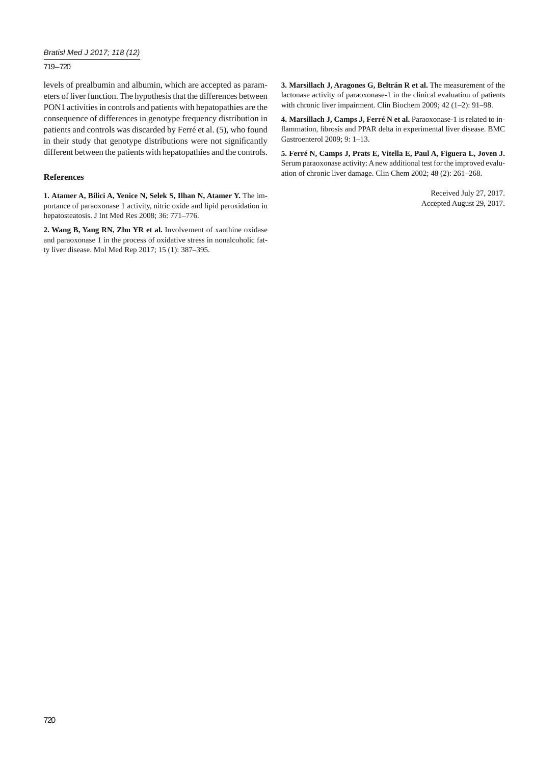levels of prealbumin and albumin, which are accepted as parameters of liver function. The hypothesis that the differences between PON1 activities in controls and patients with hepatopathies are the consequence of differences in genotype frequency distribution in patients and controls was discarded by Ferré et al. (5), who found in their study that genotype distributions were not significantly different between the patients with hepatopathies and the controls.

## References

**1. Atamer A, Bilici A, Yenice N, Selek S, Ilhan N, Atamer Y.** The importance of paraoxonase 1 activity, nitric oxide and lipid peroxidation in hepatosteatosis. J Int Med Res 2008; 36: 771–776.

**2. Wang B, Yang RN, Zhu YR et al.** Involvement of xanthine oxidase and paraoxonase 1 in the process of oxidative stress in nonalcoholic fatty liver disease. Mol Med Rep 2017; 15 (1): 387–395.

**3. Marsillach J, Aragones G, Beltrán R et al.** The measurement of the lactonase activity of paraoxonase-1 in the clinical evaluation of patients with chronic liver impairment. Clin Biochem 2009; 42 (1–2): 91–98.

**4. Marsillach J, Camps J, Ferré N et al.** Paraoxonase-1 is related to inflammation, fibrosis and PPAR delta in experimental liver disease. BMC Gastroenterol 2009; 9: 1–13.

**5. Ferré N, Camps J, Prats E, Vitella E, Paul A, Figuera L, Joven J.** Serum paraoxonase activity: A new additional test for the improved evaluation of chronic liver damage. Clin Chem 2002; 48 (2): 261–268.

Received July 27, 2017.
Accepted August 29, 2017.